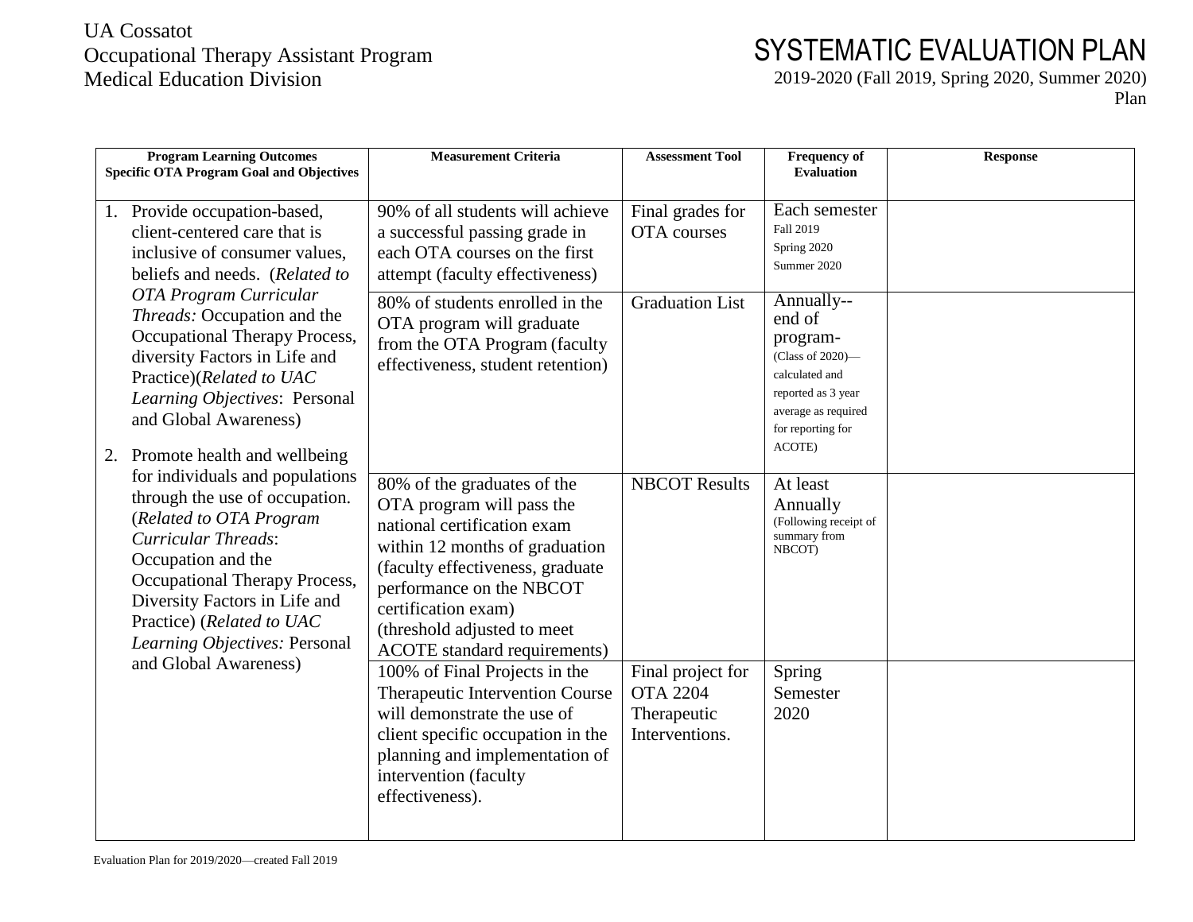UA Cossatot
Occupational Therapy Assistant Program
Medical Education Division

# SYSTEMATIC EVALUATION PLAN

2019-2020 (Fall 2019, Spring 2020, Summer 2020)
Plan

| Program Learning Outcomes<br>Specific OTA Program Goal and Objectives | Measurement Criteria | Assessment Tool | Frequency of Evaluation | Response |
|---|---|---|---|---|
| 1. Provide occupation-based, client-centered care that is inclusive of consumer values, beliefs and needs. (*Related to OTA Program Curricular Threads:* Occupation and the Occupational Therapy Process, diversity Factors in Life and Practice)(*Related to UAC Learning Objectives*: Personal and Global Awareness)<br><br>2. Promote health and wellbeing for individuals and populations through the use of occupation. (*Related to OTA Program Curricular Threads*: Occupation and the Occupational Therapy Process, Diversity Factors in Life and Practice) (*Related to UAC Learning Objectives:* Personal and Global Awareness) | 90% of all students will achieve a successful passing grade in each OTA courses on the first attempt (faculty effectiveness) | Final grades for OTA courses | Each semester<br>Fall 2019<br>Spring 2020<br>Summer 2020 | |
| | 80% of students enrolled in the OTA program will graduate from the OTA Program (faculty effectiveness, student retention) | Graduation List | Annually--end of program-<br>(Class of 2020)—calculated and reported as 3 year average as required for reporting for ACOTE) | |
| | 80% of the graduates of the OTA program will pass the national certification exam within 12 months of graduation (faculty effectiveness, graduate performance on the NBCOT certification exam)<br>(threshold adjusted to meet ACOTE standard requirements) | NBCOT Results | At least Annually<br>(Following receipt of summary from NBCOT) | |
| | 100% of Final Projects in the Therapeutic Intervention Course will demonstrate the use of client specific occupation in the planning and implementation of intervention (faculty effectiveness). | Final project for OTA 2204 Therapeutic Interventions. | Spring Semester 2020 | |

Evaluation Plan for 2019/2020—created Fall 2019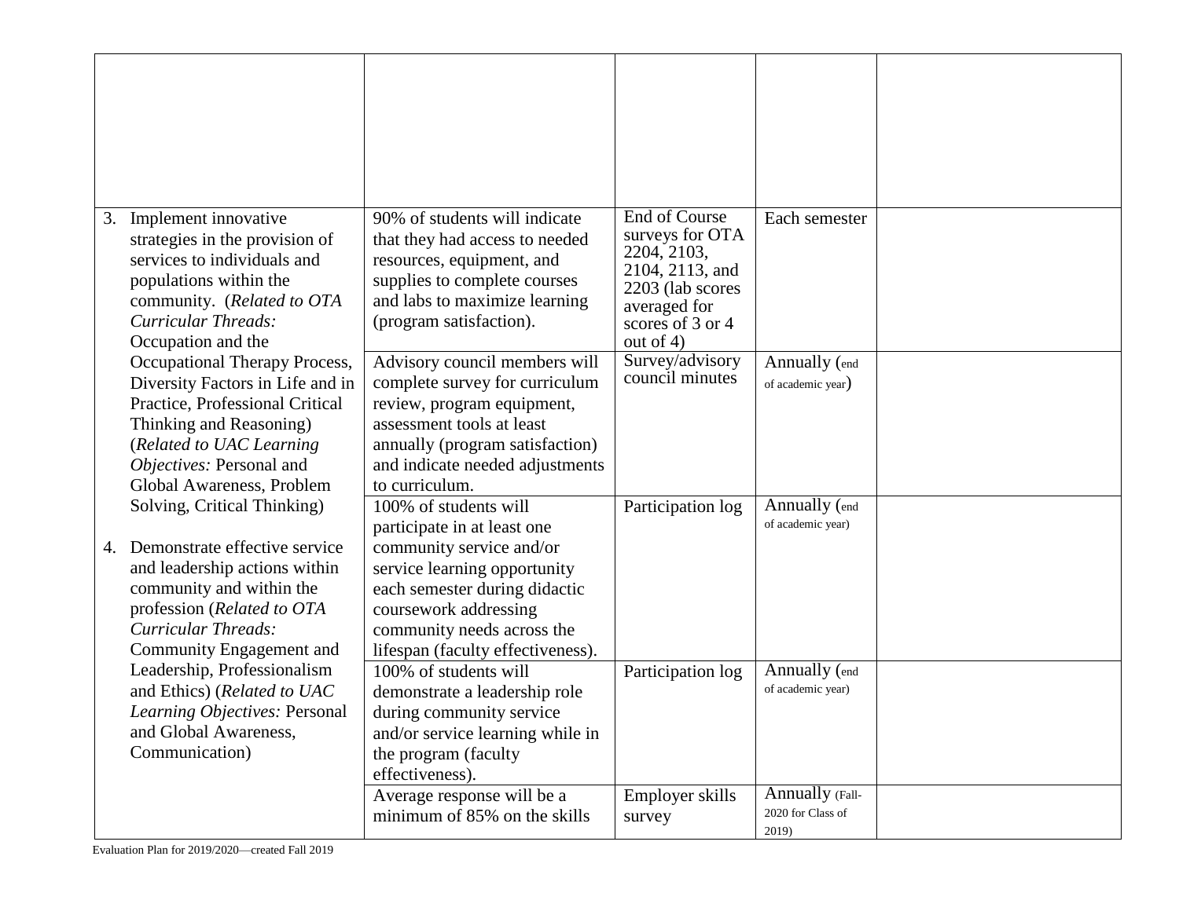| | | | | |
|---|---|---|---|---|
| | | | | |
| 3. Implement innovative strategies in the provision of services to individuals and populations within the community. (*Related to OTA Curricular Threads:* Occupation and the Occupational Therapy Process, Diversity Factors in Life and in Practice, Professional Critical Thinking and Reasoning) (*Related to UAC Learning Objectives:* Personal and Global Awareness, Problem Solving, Critical Thinking)<br><br>4. Demonstrate effective service and leadership actions within community and within the profession (*Related to OTA Curricular Threads:* Community Engagement and Leadership, Professionalism and Ethics) (*Related to UAC Learning Objectives:* Personal and Global Awareness, Communication) | 90% of students will indicate that they had access to needed resources, equipment, and supplies to complete courses and labs to maximize learning (program satisfaction). | End of Course surveys for OTA 2204, 2103, 2104, 2113, and 2203 (lab scores averaged for scores of 3 or 4 out of 4) | Each semester | |
| | Advisory council members will complete survey for curriculum review, program equipment, assessment tools at least annually (program satisfaction) and indicate needed adjustments to curriculum. | Survey/advisory council minutes | Annually (end of academic year) | |
| | 100% of students will participate in at least one community service and/or service learning opportunity each semester during didactic coursework addressing community needs across the lifespan (faculty effectiveness). | Participation log | Annually (end of academic year) | |
| | 100% of students will demonstrate a leadership role during community service and/or service learning while in the program (faculty effectiveness). | Participation log | Annually (end of academic year) | |
| | Average response will be a minimum of 85% on the skills | Employer skills survey | Annually (Fall-2020 for Class of 2019) | |

Evaluation Plan for 2019/2020—created Fall 2019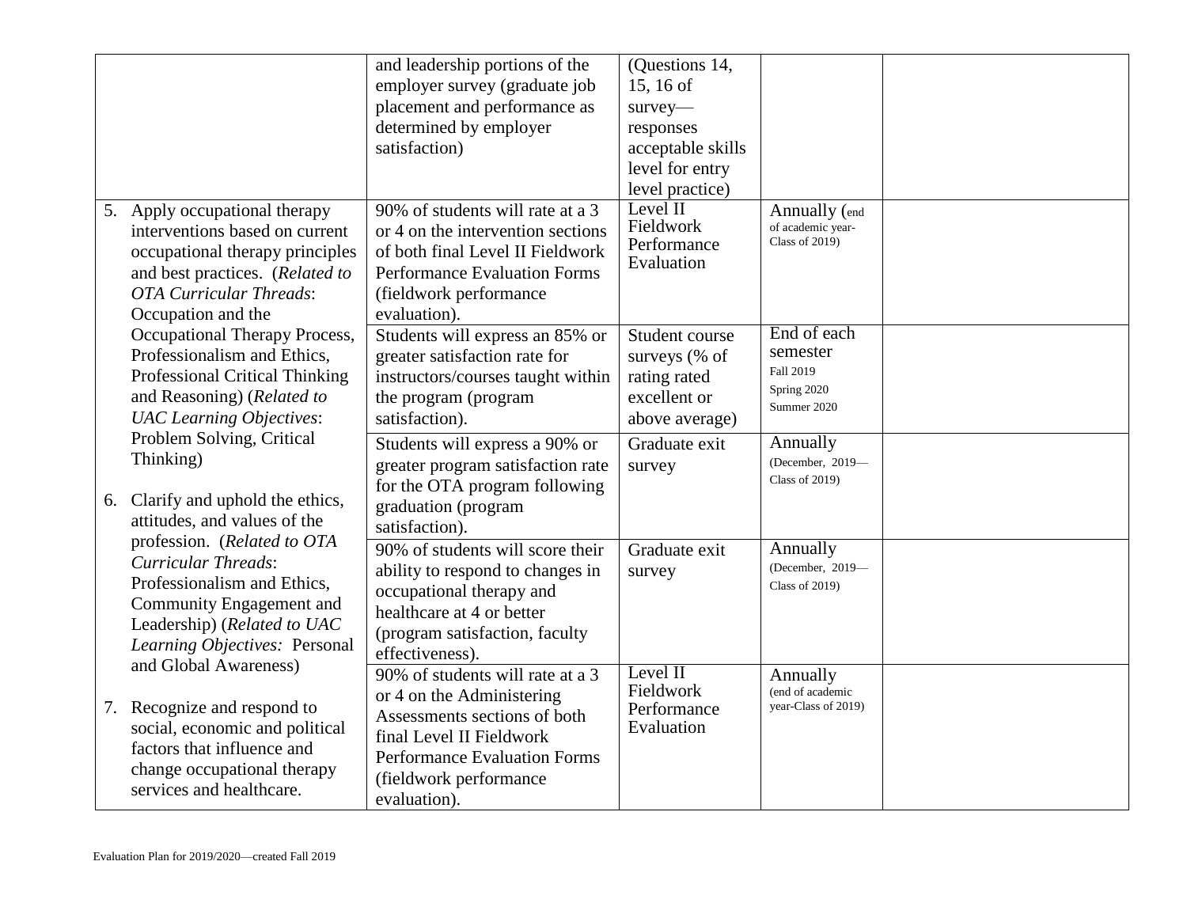| | | | | |
|---|---|---|---|---|
| | and leadership portions of the employer survey (graduate job placement and performance as determined by employer satisfaction) | (Questions 14, 15, 16 of survey—responses acceptable skills level for entry level practice) | | |
| 5. Apply occupational therapy interventions based on current occupational therapy principles and best practices. (*Related to OTA Curricular Threads*: Occupation and the Occupational Therapy Process, Professionalism and Ethics, Professional Critical Thinking and Reasoning) (*Related to UAC Learning Objectives*: Problem Solving, Critical Thinking)<br><br>6. Clarify and uphold the ethics, attitudes, and values of the profession. (*Related to OTA Curricular Threads*: Professionalism and Ethics, Community Engagement and Leadership) (*Related to UAC Learning Objectives:* Personal and Global Awareness)<br><br>7. Recognize and respond to social, economic and political factors that influence and change occupational therapy services and healthcare. | 90% of students will rate at a 3 or 4 on the intervention sections of both final Level II Fieldwork Performance Evaluation Forms (fieldwork performance evaluation). | Level II Fieldwork Performance Evaluation | Annually (end of academic year-Class of 2019) | |
| | Students will express an 85% or greater satisfaction rate for instructors/courses taught within the program (program satisfaction). | Student course surveys (% of rating rated excellent or above average) | End of each semester<br>Fall 2019<br>Spring 2020<br>Summer 2020 | |
| | Students will express a 90% or greater program satisfaction rate for the OTA program following graduation (program satisfaction). | Graduate exit survey | Annually (December, 2019—Class of 2019) | |
| | 90% of students will score their ability to respond to changes in occupational therapy and healthcare at 4 or better (program satisfaction, faculty effectiveness). | Graduate exit survey | Annually (December, 2019—Class of 2019) | |
| | 90% of students will rate at a 3 or 4 on the Administering Assessments sections of both final Level II Fieldwork Performance Evaluation Forms (fieldwork performance evaluation). | Level II Fieldwork Performance Evaluation | Annually (end of academic year-Class of 2019) | |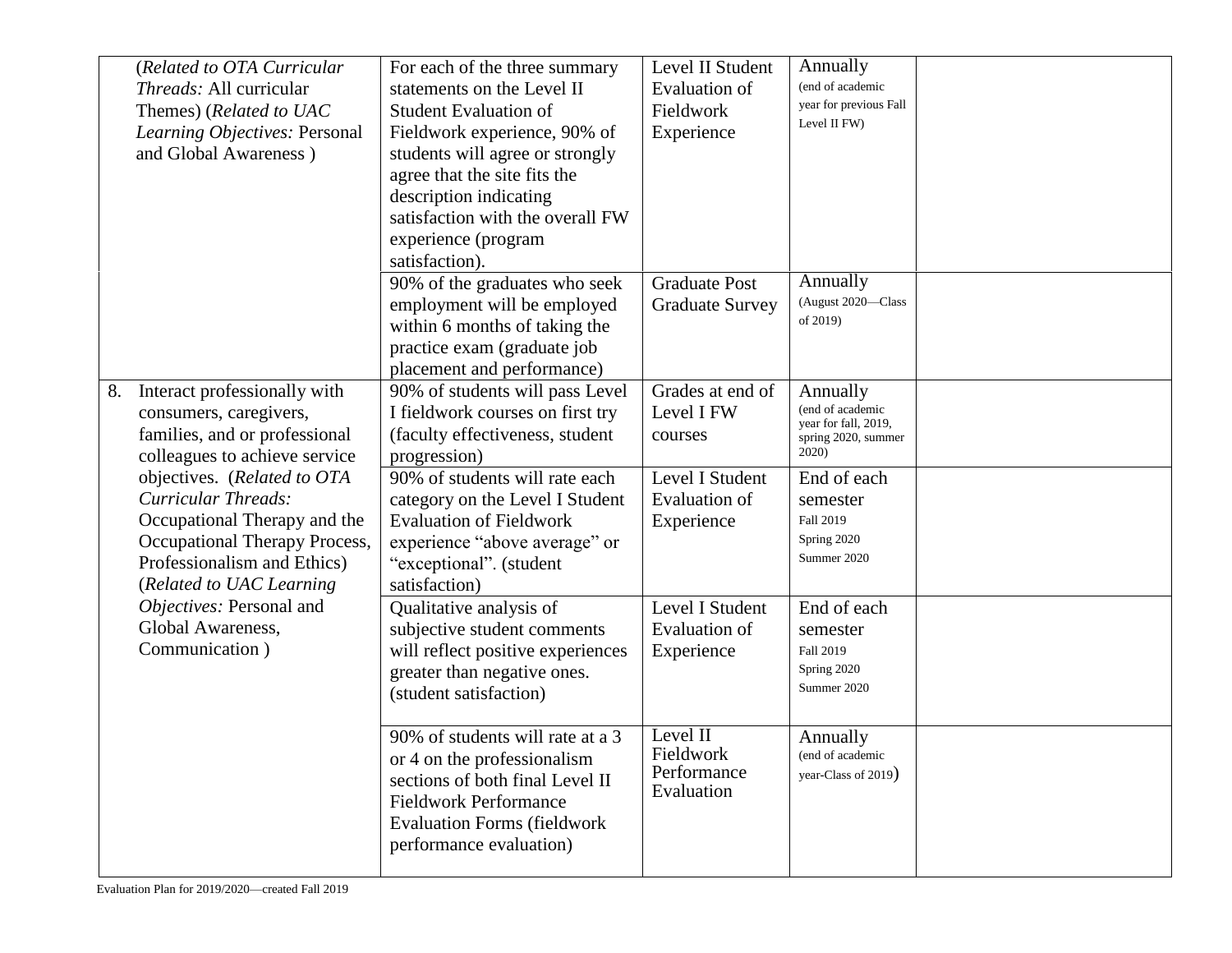| | | | | |
|---|---|---|---|---|
| (*Related to OTA Curricular Threads:* All curricular Themes) (*Related to UAC Learning Objectives:* Personal and Global Awareness ) | For each of the three summary statements on the Level II Student Evaluation of Fieldwork experience, 90% of students will agree or strongly agree that the site fits the description indicating satisfaction with the overall FW experience (program satisfaction). | Level II Student Evaluation of Fieldwork Experience | Annually (end of academic year for previous Fall Level II FW) | |
| | 90% of the graduates who seek employment will be employed within 6 months of taking the practice exam (graduate job placement and performance) | Graduate Post Graduate Survey | Annually (August 2020—Class of 2019) | |
| 8. Interact professionally with consumers, caregivers, families, and or professional colleagues to achieve service objectives. (*Related to OTA Curricular Threads:* Occupational Therapy and the Occupational Therapy Process, Professionalism and Ethics) (*Related to UAC Learning Objectives:* Personal and Global Awareness, Communication ) | 90% of students will pass Level I fieldwork courses on first try (faculty effectiveness, student progression) | Grades at end of Level I FW courses | Annually (end of academic year for fall, 2019, spring 2020, summer 2020) | |
| | 90% of students will rate each category on the Level I Student Evaluation of Fieldwork experience "above average" or "exceptional". (student satisfaction) | Level I Student Evaluation of Experience | End of each semester Fall 2019 Spring 2020 Summer 2020 | |
| | Qualitative analysis of subjective student comments will reflect positive experiences greater than negative ones. (student satisfaction) | Level I Student Evaluation of Experience | End of each semester Fall 2019 Spring 2020 Summer 2020 | |
| | 90% of students will rate at a 3 or 4 on the professionalism sections of both final Level II Fieldwork Performance Evaluation Forms (fieldwork performance evaluation) | Level II Fieldwork Performance Evaluation | Annually (end of academic year-Class of 2019) | |

Evaluation Plan for 2019/2020—created Fall 2019